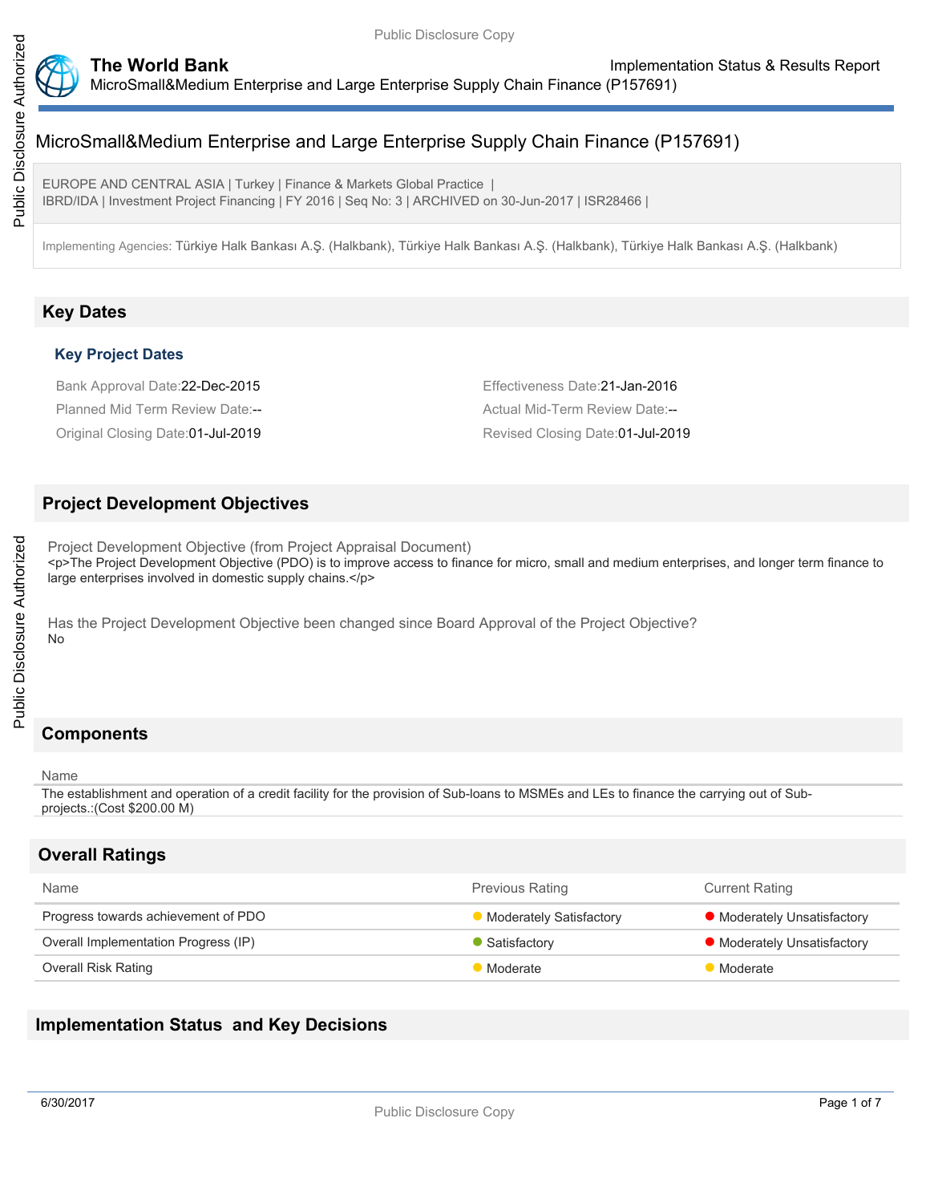# MicroSmall&Medium Enterprise and Large Enterprise Supply Chain Finance (P157691)

EUROPE AND CENTRAL ASIA | Turkey | Finance & Markets Global Practice |
IBRD/IDA | Investment Project Financing | FY 2016 | Seq No: 3 | ARCHIVED on 30-Jun-2017 | ISR28466 |

Implementing Agencies: Türkiye Halk Bankası A.Ş. (Halkbank), Türkiye Halk Bankası A.Ş. (Halkbank), Türkiye Halk Bankası A.Ş. (Halkbank)

## Key Dates

### Key Project Dates

Bank Approval Date:22-Dec-2015

Effectiveness Date:21-Jan-2016

Planned Mid Term Review Date:--

Actual Mid-Term Review Date:--

Original Closing Date:01-Jul-2019

Revised Closing Date:01-Jul-2019

## Project Development Objectives

Project Development Objective (from Project Appraisal Document)

<p>The Project Development Objective (PDO) is to improve access to finance for micro, small and medium enterprises, and longer term finance to large enterprises involved in domestic supply chains.</p>

Has the Project Development Objective been changed since Board Approval of the Project Objective?

No

## Components

| Name |
|---|
| The establishment and operation of a credit facility for the provision of Sub-loans to MSMEs and LEs to finance the carrying out of Sub-projects.:(Cost $200.00 M) |

## Overall Ratings

| Name | Previous Rating | Current Rating |
|---|---|---|
| Progress towards achievement of PDO | Moderately Satisfactory | Moderately Unsatisfactory |
| Overall Implementation Progress (IP) | Satisfactory | Moderately Unsatisfactory |
| Overall Risk Rating | Moderate | Moderate |

## Implementation Status and Key Decisions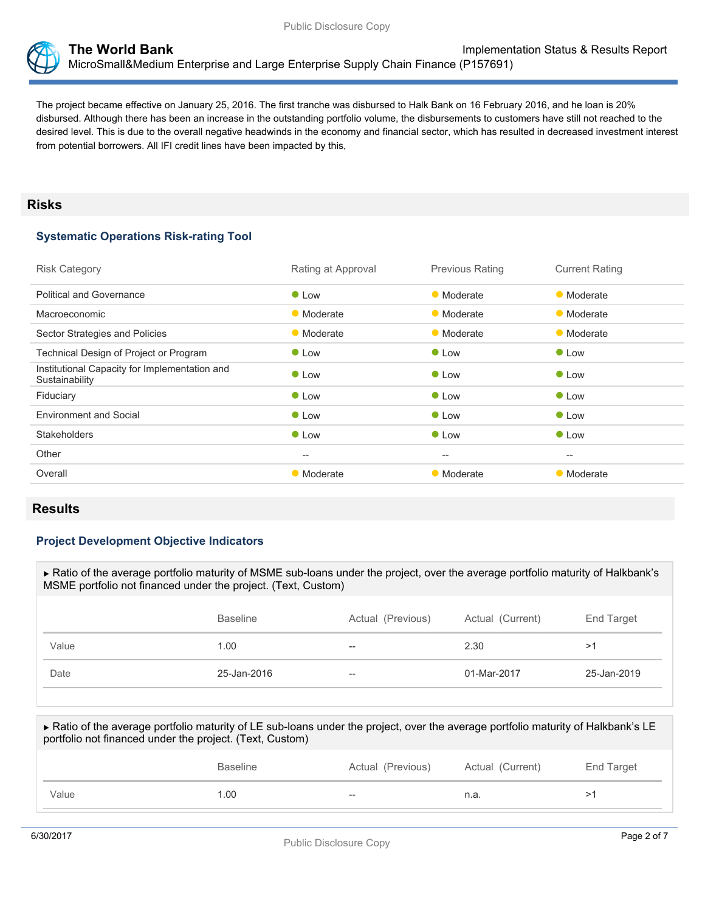The project became effective on January 25, 2016. The first tranche was disbursed to Halk Bank on 16 February 2016, and he loan is 20% disbursed. Although there has been an increase in the outstanding portfolio volume, the disbursements to customers have still not reached to the desired level. This is due to the overall negative headwinds in the economy and financial sector, which has resulted in decreased investment interest from potential borrowers. All IFI credit lines have been impacted by this,

## Risks

### Systematic Operations Risk-rating Tool

| Risk Category | Rating at Approval | Previous Rating | Current Rating |
|---|---|---|---|
| Political and Governance | Low | Moderate | Moderate |
| Macroeconomic | Moderate | Moderate | Moderate |
| Sector Strategies and Policies | Moderate | Moderate | Moderate |
| Technical Design of Project or Program | Low | Low | Low |
| Institutional Capacity for Implementation and Sustainability | Low | Low | Low |
| Fiduciary | Low | Low | Low |
| Environment and Social | Low | Low | Low |
| Stakeholders | Low | Low | Low |
| Other | -- | -- | -- |
| Overall | Moderate | Moderate | Moderate |

## Results

### Project Development Objective Indicators

▶ Ratio of the average portfolio maturity of MSME sub-loans under the project, over the average portfolio maturity of Halkbank's MSME portfolio not financed under the project. (Text, Custom)

| | Baseline | Actual (Previous) | Actual (Current) | End Target |
|---|---|---|---|---|
| Value | 1.00 | -- | 2.30 | >1 |
| Date | 25-Jan-2016 | -- | 01-Mar-2017 | 25-Jan-2019 |

▶ Ratio of the average portfolio maturity of LE sub-loans under the project, over the average portfolio maturity of Halkbank's LE portfolio not financed under the project. (Text, Custom)

| | Baseline | Actual (Previous) | Actual (Current) | End Target |
|---|---|---|---|---|
| Value | 1.00 | -- | n.a. | >1 |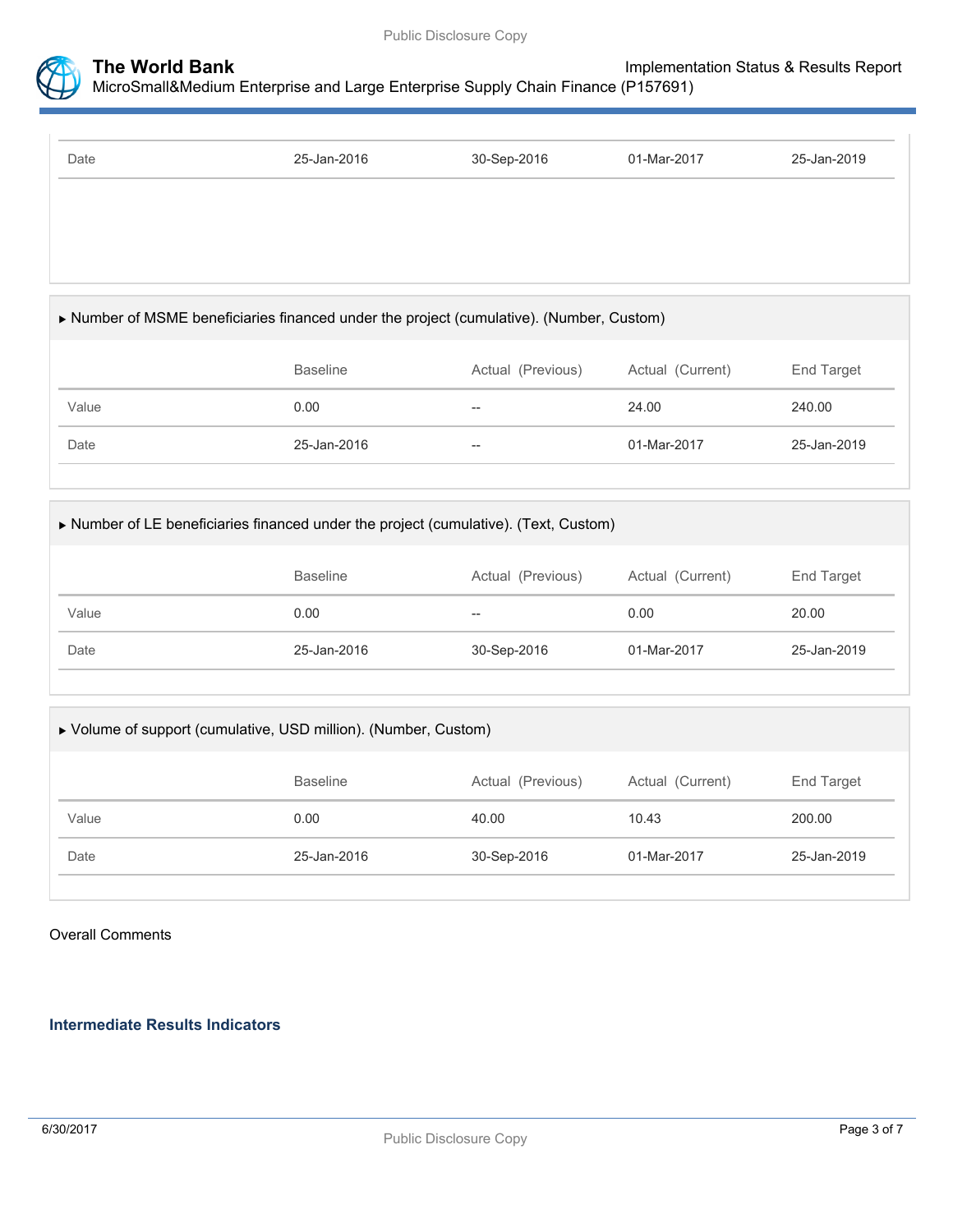| | | | | |
|---|---|---|---|---|
| Date | 25-Jan-2016 | 30-Sep-2016 | 01-Mar-2017 | 25-Jan-2019 |

▸ Number of MSME beneficiaries financed under the project (cumulative). (Number, Custom)

| | Baseline | Actual (Previous) | Actual (Current) | End Target |
|---|---|---|---|---|
| Value | 0.00 | -- | 24.00 | 240.00 |
| Date | 25-Jan-2016 | -- | 01-Mar-2017 | 25-Jan-2019 |

▸ Number of LE beneficiaries financed under the project (cumulative). (Text, Custom)

| | Baseline | Actual (Previous) | Actual (Current) | End Target |
|---|---|---|---|---|
| Value | 0.00 | -- | 0.00 | 20.00 |
| Date | 25-Jan-2016 | 30-Sep-2016 | 01-Mar-2017 | 25-Jan-2019 |

▸ Volume of support (cumulative, USD million). (Number, Custom)

| | Baseline | Actual (Previous) | Actual (Current) | End Target |
|---|---|---|---|---|
| Value | 0.00 | 40.00 | 10.43 | 200.00 |
| Date | 25-Jan-2016 | 30-Sep-2016 | 01-Mar-2017 | 25-Jan-2019 |

Overall Comments

### Intermediate Results Indicators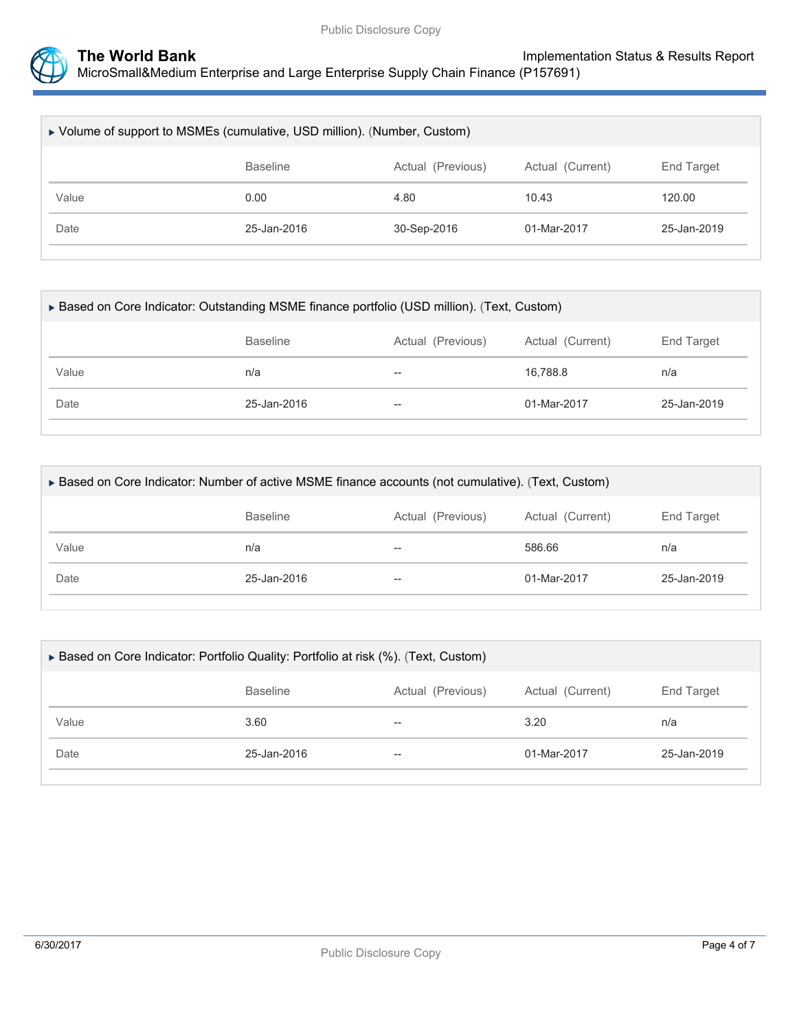▸ Volume of support to MSMEs (cumulative, USD million). (Number, Custom)

| | Baseline | Actual (Previous) | Actual (Current) | End Target |
|---|---|---|---|---|
| Value | 0.00 | 4.80 | 10.43 | 120.00 |
| Date | 25-Jan-2016 | 30-Sep-2016 | 01-Mar-2017 | 25-Jan-2019 |

▸ Based on Core Indicator: Outstanding MSME finance portfolio (USD million). (Text, Custom)

| | Baseline | Actual (Previous) | Actual (Current) | End Target |
|---|---|---|---|---|
| Value | n/a | -- | 16,788.8 | n/a |
| Date | 25-Jan-2016 | -- | 01-Mar-2017 | 25-Jan-2019 |

▸ Based on Core Indicator: Number of active MSME finance accounts (not cumulative). (Text, Custom)

| | Baseline | Actual (Previous) | Actual (Current) | End Target |
|---|---|---|---|---|
| Value | n/a | -- | 586.66 | n/a |
| Date | 25-Jan-2016 | -- | 01-Mar-2017 | 25-Jan-2019 |

▸ Based on Core Indicator: Portfolio Quality: Portfolio at risk (%). (Text, Custom)

| | Baseline | Actual (Previous) | Actual (Current) | End Target |
|---|---|---|---|---|
| Value | 3.60 | -- | 3.20 | n/a |
| Date | 25-Jan-2016 | -- | 01-Mar-2017 | 25-Jan-2019 |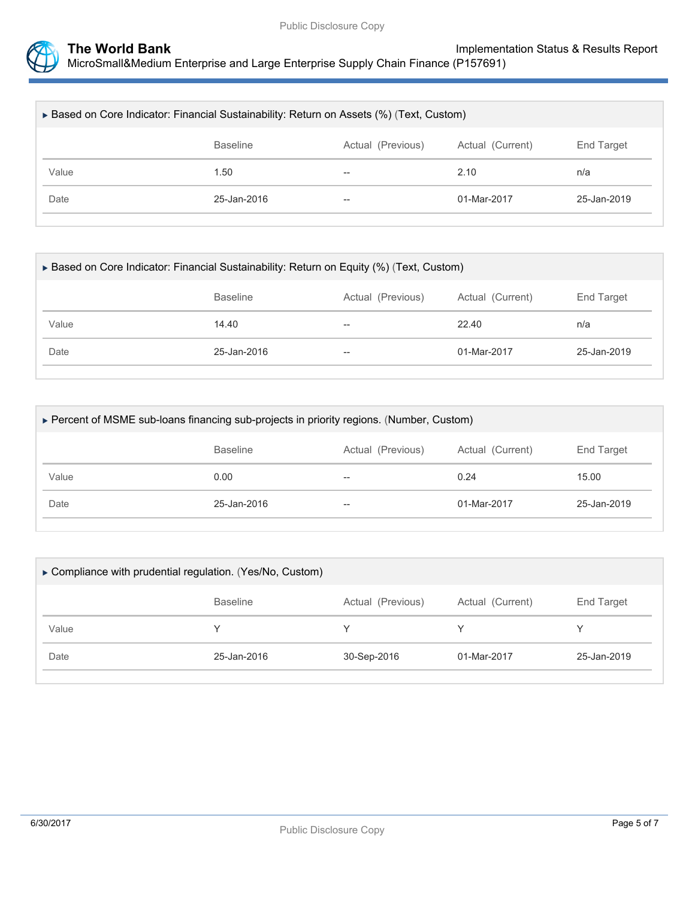### ▸ Based on Core Indicator: Financial Sustainability: Return on Assets (%) (Text, Custom)

| | Baseline | Actual (Previous) | Actual (Current) | End Target |
|---|---|---|---|---|
| Value | 1.50 | -- | 2.10 | n/a |
| Date | 25-Jan-2016 | -- | 01-Mar-2017 | 25-Jan-2019 |

### ▸ Based on Core Indicator: Financial Sustainability: Return on Equity (%) (Text, Custom)

| | Baseline | Actual (Previous) | Actual (Current) | End Target |
|---|---|---|---|---|
| Value | 14.40 | -- | 22.40 | n/a |
| Date | 25-Jan-2016 | -- | 01-Mar-2017 | 25-Jan-2019 |

### ▸ Percent of MSME sub-loans financing sub-projects in priority regions. (Number, Custom)

| | Baseline | Actual (Previous) | Actual (Current) | End Target |
|---|---|---|---|---|
| Value | 0.00 | -- | 0.24 | 15.00 |
| Date | 25-Jan-2016 | -- | 01-Mar-2017 | 25-Jan-2019 |

### ▸ Compliance with prudential regulation. (Yes/No, Custom)

| | Baseline | Actual (Previous) | Actual (Current) | End Target |
|---|---|---|---|---|
| Value | Y | Y | Y | Y |
| Date | 25-Jan-2016 | 30-Sep-2016 | 01-Mar-2017 | 25-Jan-2019 |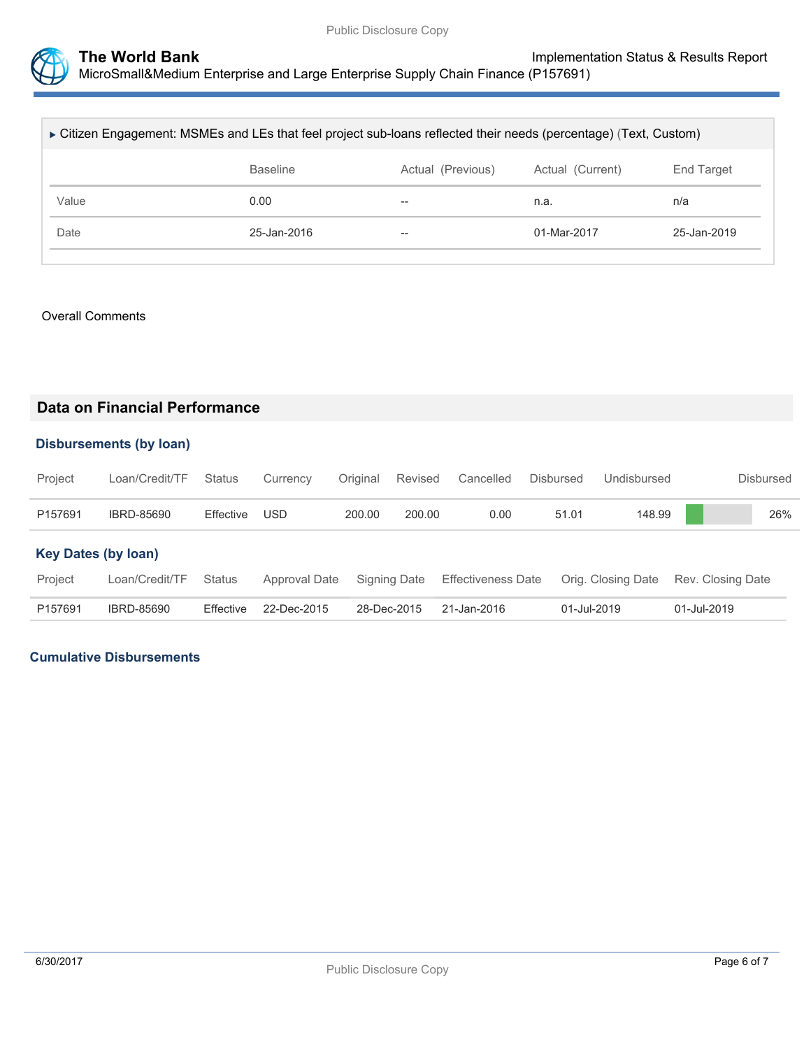▸ Citizen Engagement: MSMEs and LEs that feel project sub-loans reflected their needs (percentage) (Text, Custom)

| | Baseline | Actual (Previous) | Actual (Current) | End Target |
|---|---|---|---|---|
| Value | 0.00 | -- | n.a. | n/a |
| Date | 25-Jan-2016 | -- | 01-Mar-2017 | 25-Jan-2019 |

Overall Comments

## Data on Financial Performance

### Disbursements (by loan)

| Project | Loan/Credit/TF | Status | Currency | Original | Revised | Cancelled | Disbursed | Undisbursed | Disbursed |
|---|---|---|---|---|---|---|---|---|---|
| P157691 | IBRD-85690 | Effective | USD | 200.00 | 200.00 | 0.00 | 51.01 | 148.99 | 26% |

### Key Dates (by loan)

| Project | Loan/Credit/TF | Status | Approval Date | Signing Date | Effectiveness Date | Orig. Closing Date | Rev. Closing Date |
|---|---|---|---|---|---|---|---|
| P157691 | IBRD-85690 | Effective | 22-Dec-2015 | 28-Dec-2015 | 21-Jan-2016 | 01-Jul-2019 | 01-Jul-2019 |

### Cumulative Disbursements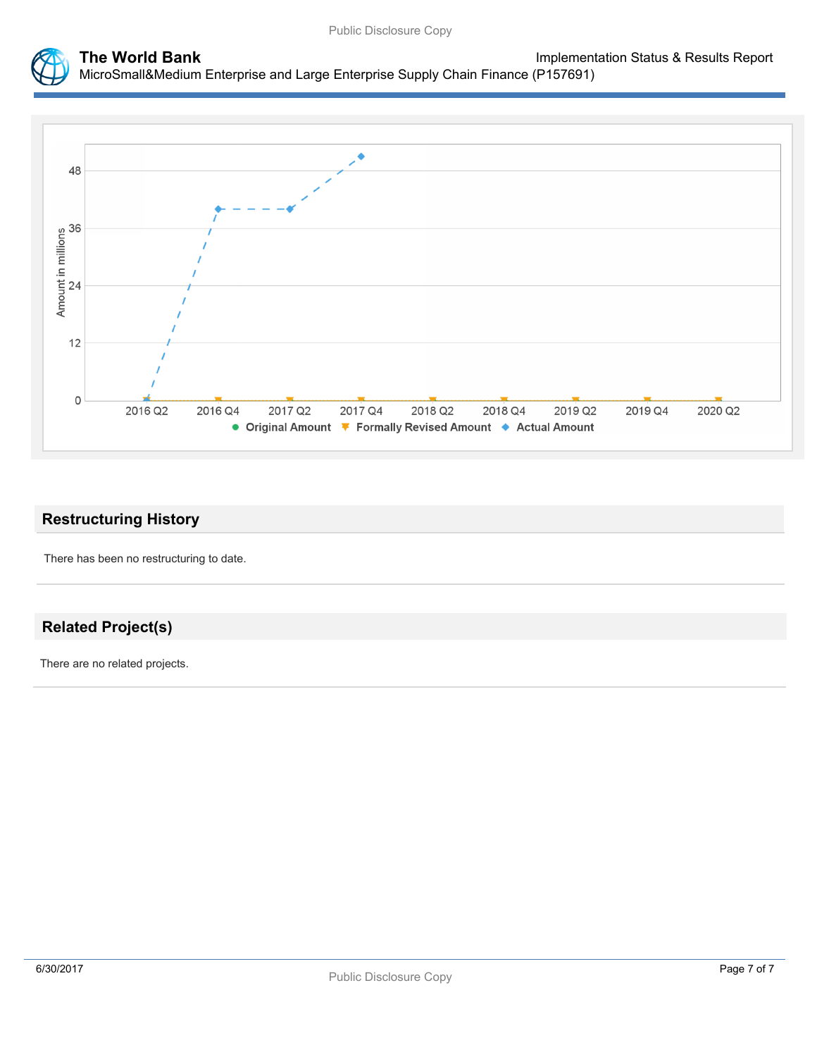48
36
24
12
0
Amount in millions
2016 Q2 2016 Q4 2017 Q2 2017 Q4 2018 Q2 2018 Q4 2019 Q2 2019 Q4 2020 Q2
Original Amount Formally Revised Amount Actual Amount

## Restructuring History

There has been no restructuring to date.

## Related Project(s)

There are no related projects.